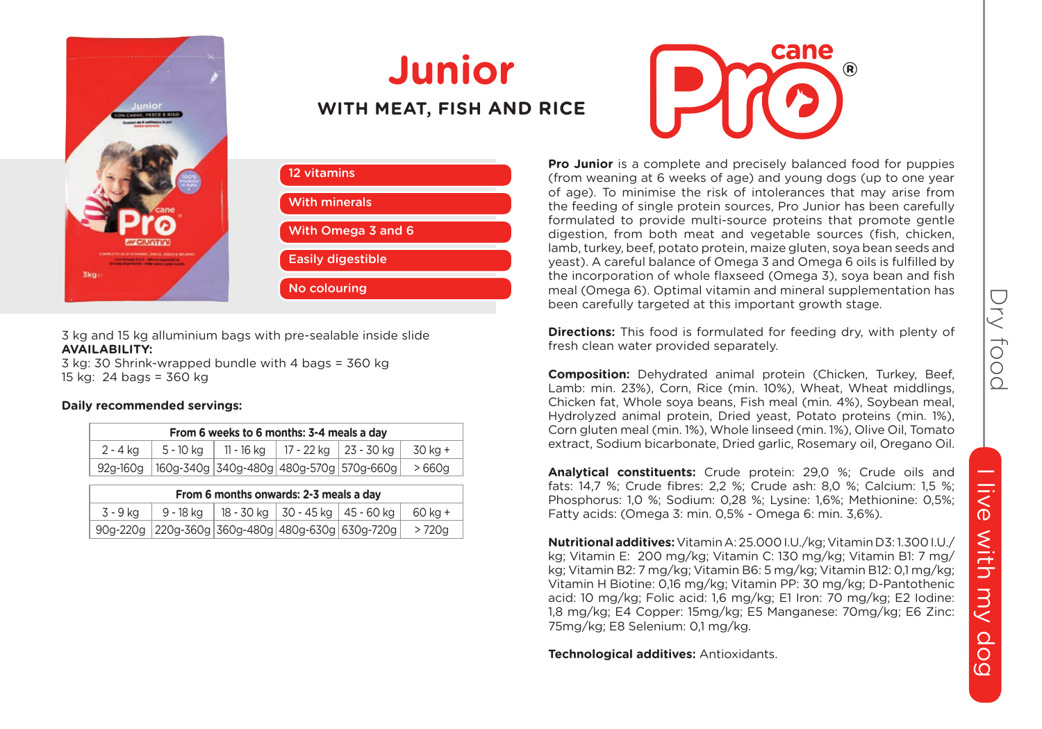# Junior

## WITH MEAT, FISH AND RICE

- 12 vitamins
- With minerals
- With Omega 3 and 6
- Easily digestible
- No colouring

3 kg and 15 kg alluminium bags with pre-sealable inside slide
**AVAILABILITY:**
3 kg: 30 Shrink-wrapped bundle with 4 bags = 360 kg
15 kg: 24 bags = 360 kg

**Daily recommended servings:**

| From 6 weeks to 6 months: 3-4 meals a day | | | | | |
|---|---|---|---|---|---|
| 2 - 4 kg | 5 - 10 kg | 11 - 16 kg | 17 - 22 kg | 23 - 30 kg | 30 kg + |
| 92g-160g | 160g-340g | 340g-480g | 480g-570g | 570g-660g | > 660g |

| From 6 months onwards: 2-3 meals a day | | | | | |
|---|---|---|---|---|---|
| 3 - 9 kg | 9 - 18 kg | 18 - 30 kg | 30 - 45 kg | 45 - 60 kg | 60 kg + |
| 90g-220g | 220g-360g | 360g-480g | 480g-630g | 630g-720g | > 720g |

**Pro Junior** is a complete and precisely balanced food for puppies (from weaning at 6 weeks of age) and young dogs (up to one year of age). To minimise the risk of intolerances that may arise from the feeding of single protein sources, Pro Junior has been carefully formulated to provide multi-source proteins that promote gentle digestion, from both meat and vegetable sources (fish, chicken, lamb, turkey, beef, potato protein, maize gluten, soya bean seeds and yeast). A careful balance of Omega 3 and Omega 6 oils is fulfilled by the incorporation of whole flaxseed (Omega 3), soya bean and fish meal (Omega 6). Optimal vitamin and mineral supplementation has been carefully targeted at this important growth stage.

**Directions:** This food is formulated for feeding dry, with plenty of fresh clean water provided separately.

**Composition:** Dehydrated animal protein (Chicken, Turkey, Beef, Lamb: min. 23%), Corn, Rice (min. 10%), Wheat, Wheat middlings, Chicken fat, Whole soya beans, Fish meal (min. 4%), Soybean meal, Hydrolyzed animal protein, Dried yeast, Potato proteins (min. 1%), Corn gluten meal (min. 1%), Whole linseed (min. 1%), Olive Oil, Tomato extract, Sodium bicarbonate, Dried garlic, Rosemary oil, Oregano Oil.

**Analytical constituents:** Crude protein: 29,0 %; Crude oils and fats: 14,7 %; Crude fibres: 2,2 %; Crude ash: 8,0 %; Calcium: 1,5 %; Phosphorus: 1,0 %; Sodium: 0,28 %; Lysine: 1,6%; Methionine: 0,5%; Fatty acids: (Omega 3: min. 0,5% - Omega 6: min. 3,6%).

**Nutritional additives:** Vitamin A: 25.000 I.U./kg; Vitamin D3: 1.300 I.U./kg; Vitamin E: 200 mg/kg; Vitamin C: 130 mg/kg; Vitamin B1: 7 mg/kg; Vitamin B2: 7 mg/kg; Vitamin B6: 5 mg/kg; Vitamin B12: 0,1 mg/kg; Vitamin H Biotine: 0,16 mg/kg; Vitamin PP: 30 mg/kg; D-Pantothenic acid: 10 mg/kg; Folic acid: 1,6 mg/kg; E1 Iron: 70 mg/kg; E2 Iodine: 1,8 mg/kg; E4 Copper: 15mg/kg; E5 Manganese: 70mg/kg; E6 Zinc: 75mg/kg; E8 Selenium: 0,1 mg/kg.

**Technological additives:** Antioxidants.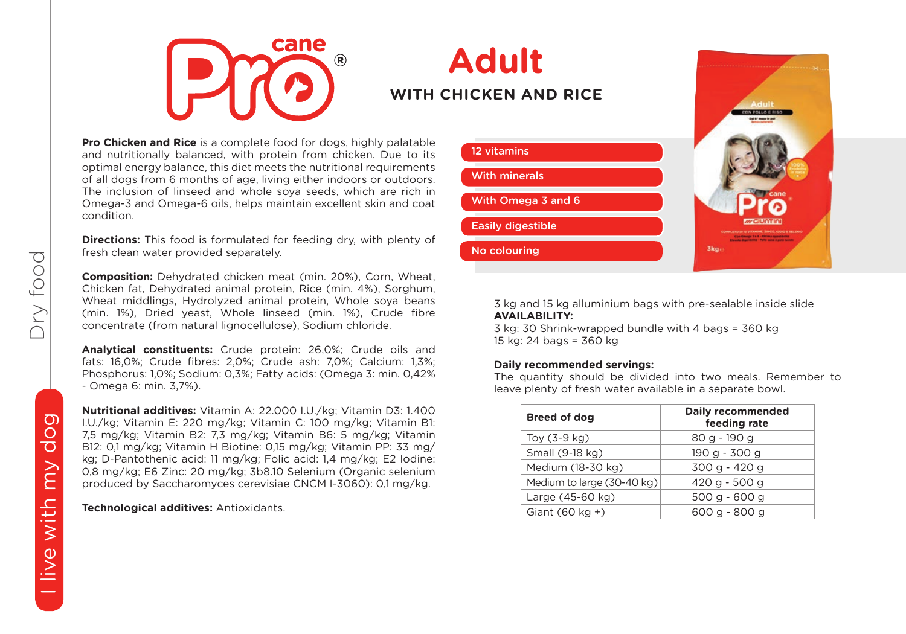# Adult

## WITH CHICKEN AND RICE

**Pro Chicken and Rice** is a complete food for dogs, highly palatable and nutritionally balanced, with protein from chicken. Due to its optimal energy balance, this diet meets the nutritional requirements of all dogs from 6 months of age, living either indoors or outdoors. The inclusion of linseed and whole soya seeds, which are rich in Omega-3 and Omega-6 oils, helps maintain excellent skin and coat condition.

**Directions:** This food is formulated for feeding dry, with plenty of fresh clean water provided separately.

**Composition:** Dehydrated chicken meat (min. 20%), Corn, Wheat, Chicken fat, Dehydrated animal protein, Rice (min. 4%), Sorghum, Wheat middlings, Hydrolyzed animal protein, Whole soya beans (min. 1%), Dried yeast, Whole linseed (min. 1%), Crude fibre concentrate (from natural lignocellulose), Sodium chloride.

**Analytical constituents:** Crude protein: 26,0%; Crude oils and fats: 16,0%; Crude fibres: 2,0%; Crude ash: 7,0%; Calcium: 1,3%; Phosphorus: 1,0%; Sodium: 0,3%; Fatty acids: (Omega 3: min. 0,42% - Omega 6: min. 3,7%).

**Nutritional additives:** Vitamin A: 22.000 I.U./kg; Vitamin D3: 1.400 I.U./kg; Vitamin E: 220 mg/kg; Vitamin C: 100 mg/kg; Vitamin B1: 7,5 mg/kg; Vitamin B2: 7,3 mg/kg; Vitamin B6: 5 mg/kg; Vitamin B12: 0,1 mg/kg; Vitamin H Biotine: 0,15 mg/kg; Vitamin PP: 33 mg/kg; D-Pantothenic acid: 11 mg/kg; Folic acid: 1,4 mg/kg; E2 Iodine: 0,8 mg/kg; E6 Zinc: 20 mg/kg; 3b8.10 Selenium (Organic selenium produced by Saccharomyces cerevisiae CNCM I-3060): 0,1 mg/kg.

**Technological additives:** Antioxidants.

- 12 vitamins
- With minerals
- With Omega 3 and 6
- Easily digestible
- No colouring

3 kg and 15 kg alluminium bags with pre-sealable inside slide

**AVAILABILITY:**

3 kg: 30 Shrink-wrapped bundle with 4 bags = 360 kg

15 kg: 24 bags = 360 kg

**Daily recommended servings:**

The quantity should be divided into two meals. Remember to leave plenty of fresh water available in a separate bowl.

| Breed of dog | Daily recommended feeding rate |
|---|---|
| Toy (3-9 kg) | 80 g - 190 g |
| Small (9-18 kg) | 190 g - 300 g |
| Medium (18-30 kg) | 300 g - 420 g |
| Medium to large (30-40 kg) | 420 g - 500 g |
| Large (45-60 kg) | 500 g - 600 g |
| Giant (60 kg +) | 600 g - 800 g |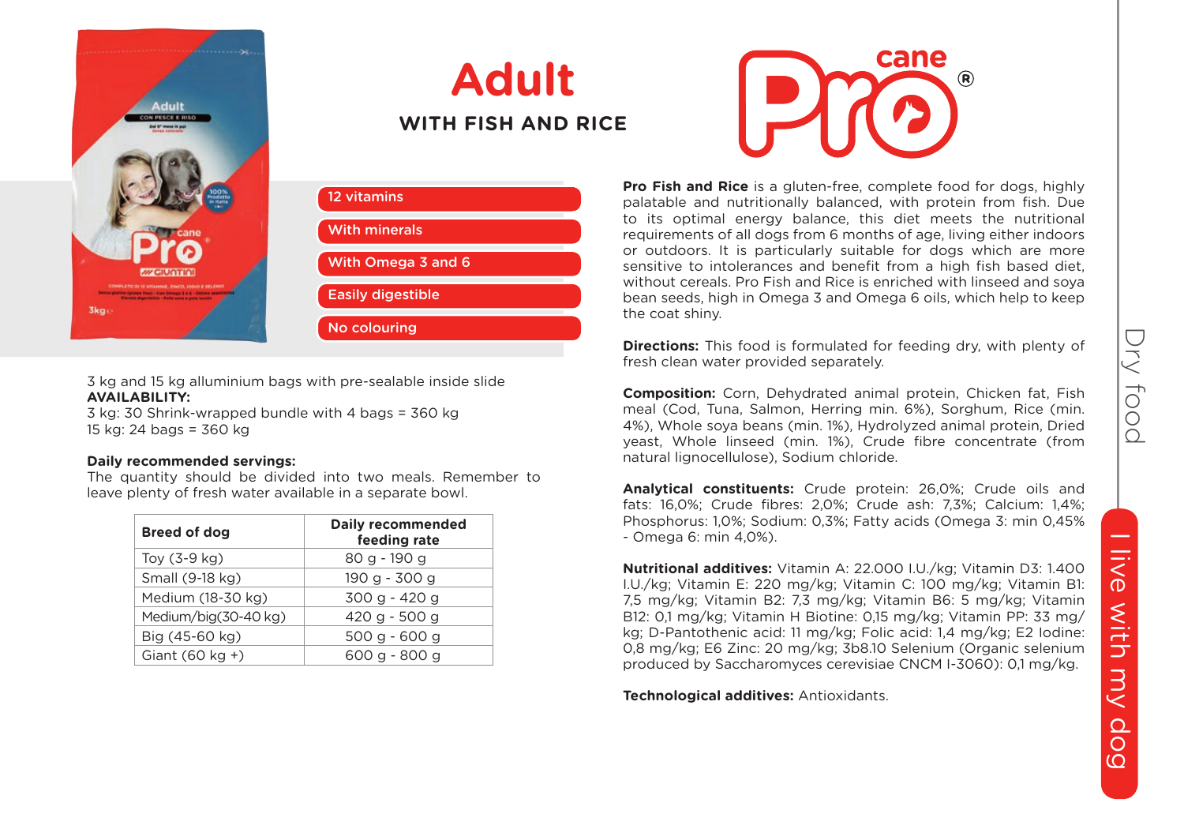# Adult

## WITH FISH AND RICE

- 12 vitamins
- With minerals
- With Omega 3 and 6
- Easily digestible
- No colouring

3 kg and 15 kg alluminium bags with pre-sealable inside slide
**AVAILABILITY:**
3 kg: 30 Shrink-wrapped bundle with 4 bags = 360 kg
15 kg: 24 bags = 360 kg

**Daily recommended servings:**
The quantity should be divided into two meals. Remember to leave plenty of fresh water available in a separate bowl.

| Breed of dog | Daily recommended feeding rate |
|---|---|
| Toy (3-9 kg) | 80 g - 190 g |
| Small (9-18 kg) | 190 g - 300 g |
| Medium (18-30 kg) | 300 g - 420 g |
| Medium/big(30-40 kg) | 420 g - 500 g |
| Big (45-60 kg) | 500 g - 600 g |
| Giant (60 kg +) | 600 g - 800 g |

**Pro Fish and Rice** is a gluten-free, complete food for dogs, highly palatable and nutritionally balanced, with protein from fish. Due to its optimal energy balance, this diet meets the nutritional requirements of all dogs from 6 months of age, living either indoors or outdoors. It is particularly suitable for dogs which are more sensitive to intolerances and benefit from a high fish based diet, without cereals. Pro Fish and Rice is enriched with linseed and soya bean seeds, high in Omega 3 and Omega 6 oils, which help to keep the coat shiny.

**Directions:** This food is formulated for feeding dry, with plenty of fresh clean water provided separately.

**Composition:** Corn, Dehydrated animal protein, Chicken fat, Fish meal (Cod, Tuna, Salmon, Herring min. 6%), Sorghum, Rice (min. 4%), Whole soya beans (min. 1%), Hydrolyzed animal protein, Dried yeast, Whole linseed (min. 1%), Crude fibre concentrate (from natural lignocellulose), Sodium chloride.

**Analytical constituents:** Crude protein: 26,0%; Crude oils and fats: 16,0%; Crude fibres: 2,0%; Crude ash: 7,3%; Calcium: 1,4%; Phosphorus: 1,0%; Sodium: 0,3%; Fatty acids (Omega 3: min 0,45% - Omega 6: min 4,0%).

**Nutritional additives:** Vitamin A: 22.000 I.U./kg; Vitamin D3: 1.400 I.U./kg; Vitamin E: 220 mg/kg; Vitamin C: 100 mg/kg; Vitamin B1: 7,5 mg/kg; Vitamin B2: 7,3 mg/kg; Vitamin B6: 5 mg/kg; Vitamin B12: 0,1 mg/kg; Vitamin H Biotine: 0,15 mg/kg; Vitamin PP: 33 mg/kg; D-Pantothenic acid: 11 mg/kg; Folic acid: 1,4 mg/kg; E2 Iodine: 0,8 mg/kg; E6 Zinc: 20 mg/kg; 3b8.10 Selenium (Organic selenium produced by Saccharomyces cerevisiae CNCM I-3060): 0,1 mg/kg.

**Technological additives:** Antioxidants.

Dry food

I live with my dog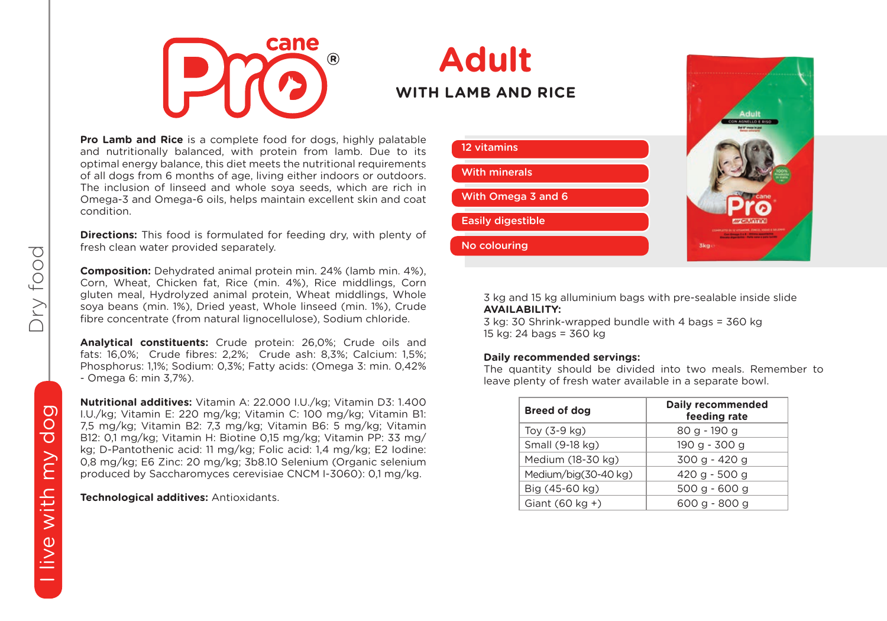# Adult

## WITH LAMB AND RICE

**Pro Lamb and Rice** is a complete food for dogs, highly palatable and nutritionally balanced, with protein from lamb. Due to its optimal energy balance, this diet meets the nutritional requirements of all dogs from 6 months of age, living either indoors or outdoors. The inclusion of linseed and whole soya seeds, which are rich in Omega-3 and Omega-6 oils, helps maintain excellent skin and coat condition.

**Directions:** This food is formulated for feeding dry, with plenty of fresh clean water provided separately.

**Composition:** Dehydrated animal protein min. 24% (lamb min. 4%), Corn, Wheat, Chicken fat, Rice (min. 4%), Rice middlings, Corn gluten meal, Hydrolyzed animal protein, Wheat middlings, Whole soya beans (min. 1%), Dried yeast, Whole linseed (min. 1%), Crude fibre concentrate (from natural lignocellulose), Sodium chloride.

**Analytical constituents:** Crude protein: 26,0%; Crude oils and fats: 16,0%; Crude fibres: 2,2%; Crude ash: 8,3%; Calcium: 1,5%; Phosphorus: 1,1%; Sodium: 0,3%; Fatty acids: (Omega 3: min. 0,42% - Omega 6: min 3,7%).

**Nutritional additives:** Vitamin A: 22.000 I.U./kg; Vitamin D3: 1.400 I.U./kg; Vitamin E: 220 mg/kg; Vitamin C: 100 mg/kg; Vitamin B1: 7,5 mg/kg; Vitamin B2: 7,3 mg/kg; Vitamin B6: 5 mg/kg; Vitamin B12: 0,1 mg/kg; Vitamin H: Biotine 0,15 mg/kg; Vitamin PP: 33 mg/kg; D-Pantothenic acid: 11 mg/kg; Folic acid: 1,4 mg/kg; E2 Iodine: 0,8 mg/kg; E6 Zinc: 20 mg/kg; 3b8.10 Selenium (Organic selenium produced by Saccharomyces cerevisiae CNCM I-3060): 0,1 mg/kg.

**Technological additives:** Antioxidants.

- 12 vitamins
- With minerals
- With Omega 3 and 6
- Easily digestible
- No colouring

3 kg and 15 kg alluminium bags with pre-sealable inside slide

**AVAILABILITY:**

3 kg: 30 Shrink-wrapped bundle with 4 bags = 360 kg

15 kg: 24 bags = 360 kg

**Daily recommended servings:**

The quantity should be divided into two meals. Remember to leave plenty of fresh water available in a separate bowl.

| Breed of dog | Daily recommended feeding rate |
|---|---|
| Toy (3-9 kg) | 80 g - 190 g |
| Small (9-18 kg) | 190 g - 300 g |
| Medium (18-30 kg) | 300 g - 420 g |
| Medium/big(30-40 kg) | 420 g - 500 g |
| Big (45-60 kg) | 500 g - 600 g |
| Giant (60 kg +) | 600 g - 800 g |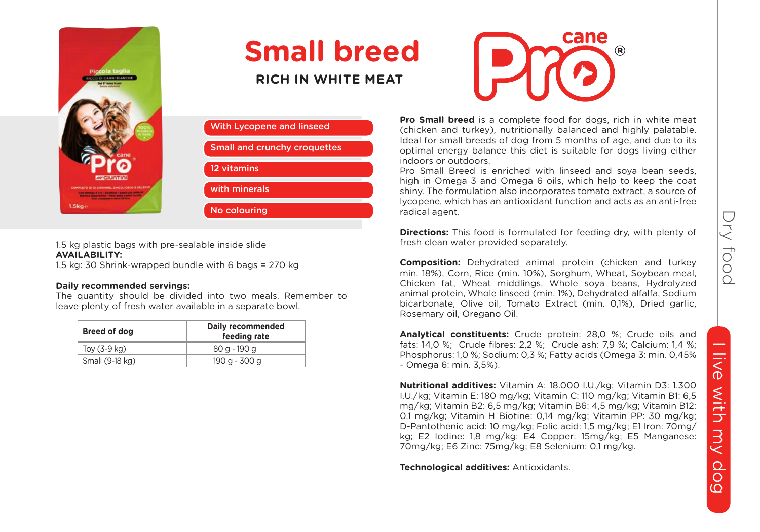# Small breed

## RICH IN WHITE MEAT

- With Lycopene and linseed
- Small and crunchy croquettes
- 12 vitamins
- with minerals
- No colouring

1.5 kg plastic bags with pre-sealable inside slide

**AVAILABILITY:**

1,5 kg: 30 Shrink-wrapped bundle with 6 bags = 270 kg

**Daily recommended servings:**

The quantity should be divided into two meals. Remember to leave plenty of fresh water available in a separate bowl.

| Breed of dog | Daily recommended feeding rate |
|---|---|
| Toy (3-9 kg) | 80 g - 190 g |
| Small (9-18 kg) | 190 g - 300 g |

**Pro Small breed** is a complete food for dogs, rich in white meat (chicken and turkey), nutritionally balanced and highly palatable. Ideal for small breeds of dog from 5 months of age, and due to its optimal energy balance this diet is suitable for dogs living either indoors or outdoors.

Pro Small Breed is enriched with linseed and soya bean seeds, high in Omega 3 and Omega 6 oils, which help to keep the coat shiny. The formulation also incorporates tomato extract, a source of lycopene, which has an antioxidant function and acts as an anti-free radical agent.

**Directions:** This food is formulated for feeding dry, with plenty of fresh clean water provided separately.

**Composition:** Dehydrated animal protein (chicken and turkey min. 18%), Corn, Rice (min. 10%), Sorghum, Wheat, Soybean meal, Chicken fat, Wheat middlings, Whole soya beans, Hydrolyzed animal protein, Whole linseed (min. 1%), Dehydrated alfalfa, Sodium bicarbonate, Olive oil, Tomato Extract (min. 0,1%), Dried garlic, Rosemary oil, Oregano Oil.

**Analytical constituents:** Crude protein: 28,0 %; Crude oils and fats: 14,0 %; Crude fibres: 2,2 %; Crude ash: 7,9 %; Calcium: 1,4 %; Phosphorus: 1,0 %; Sodium: 0,3 %; Fatty acids (Omega 3: min. 0,45% - Omega 6: min. 3,5%).

**Nutritional additives:** Vitamin A: 18.000 I.U./kg; Vitamin D3: 1.300 I.U./kg; Vitamin E: 180 mg/kg; Vitamin C: 110 mg/kg; Vitamin B1: 6,5 mg/kg; Vitamin B2: 6,5 mg/kg; Vitamin B6: 4,5 mg/kg; Vitamin B12: 0,1 mg/kg; Vitamin H Biotine: 0,14 mg/kg; Vitamin PP: 30 mg/kg; D-Pantothenic acid: 10 mg/kg; Folic acid: 1,5 mg/kg; E1 Iron: 70mg/kg; E2 Iodine: 1,8 mg/kg; E4 Copper: 15mg/kg; E5 Manganese: 70mg/kg; E6 Zinc: 75mg/kg; E8 Selenium: 0,1 mg/kg.

**Technological additives:** Antioxidants.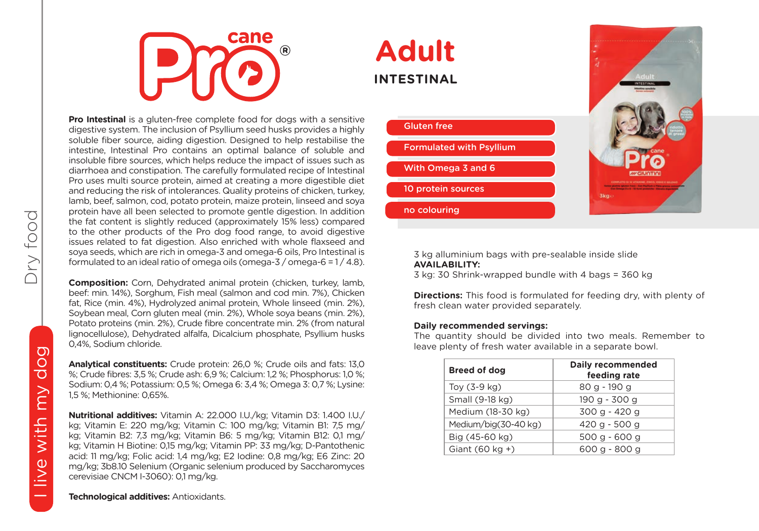# Pro cane®

# Adult

## INTESTINAL

- Gluten free
- Formulated with Psyllium
- With Omega 3 and 6
- 10 protein sources
- no colouring

**Pro Intestinal** is a gluten-free complete food for dogs with a sensitive digestive system. The inclusion of Psyllium seed husks provides a highly soluble fiber source, aiding digestion. Designed to help restabilise the intestine, Intestinal Pro contains an optimal balance of soluble and insoluble fibre sources, which helps reduce the impact of issues such as diarrhoea and constipation. The carefully formulated recipe of Intestinal Pro uses multi source protein, aimed at creating a more digestible diet and reducing the risk of intolerances. Quality proteins of chicken, turkey, lamb, beef, salmon, cod, potato protein, maize protein, linseed and soya protein have all been selected to promote gentle digestion. In addition the fat content is slightly reduced (approximately 15% less) compared to the other products of the Pro dog food range, to avoid digestive issues related to fat digestion. Also enriched with whole flaxseed and soya seeds, which are rich in omega-3 and omega-6 oils, Pro Intestinal is formulated to an ideal ratio of omega oils (omega-3 / omega-6 = 1 / 4.8).

**Composition:** Corn, Dehydrated animal protein (chicken, turkey, lamb, beef: min. 14%), Sorghum, Fish meal (salmon and cod min. 7%), Chicken fat, Rice (min. 4%), Hydrolyzed animal protein, Whole linseed (min. 2%), Soybean meal, Corn gluten meal (min. 2%), Whole soya beans (min. 2%), Potato proteins (min. 2%), Crude fibre concentrate min. 2% (from natural lignocellulose), Dehydrated alfalfa, Dicalcium phosphate, Psyllium husks 0,4%, Sodium chloride.

**Analytical constituents:** Crude protein: 26,0 %; Crude oils and fats: 13,0 %; Crude fibres: 3,5 %; Crude ash: 6,9 %; Calcium: 1,2 %; Phosphorus: 1,0 %; Sodium: 0,4 %; Potassium: 0,5 %; Omega 6: 3,4 %; Omega 3: 0,7 %; Lysine: 1,5 %; Methionine: 0,65%.

**Nutritional additives:** Vitamin A: 22.000 I.U./kg; Vitamin D3: 1.400 I.U./kg; Vitamin E: 220 mg/kg; Vitamin C: 100 mg/kg; Vitamin B1: 7,5 mg/kg; Vitamin B2: 7,3 mg/kg; Vitamin B6: 5 mg/kg; Vitamin B12: 0,1 mg/kg; Vitamin H Biotine: 0,15 mg/kg; Vitamin PP: 33 mg/kg; D-Pantothenic acid: 11 mg/kg; Folic acid: 1,4 mg/kg; E2 Iodine: 0,8 mg/kg; E6 Zinc: 20 mg/kg; 3b8.10 Selenium (Organic selenium produced by Saccharomyces cerevisiae CNCM I-3060): 0,1 mg/kg.

**Technological additives:** Antioxidants.

3 kg alluminium bags with pre-sealable inside slide

**AVAILABILITY:**

3 kg: 30 Shrink-wrapped bundle with 4 bags = 360 kg

**Directions:** This food is formulated for feeding dry, with plenty of fresh clean water provided separately.

**Daily recommended servings:**

The quantity should be divided into two meals. Remember to leave plenty of fresh water available in a separate bowl.

| Breed of dog | Daily recommended feeding rate |
|---|---|
| Toy (3-9 kg) | 80 g - 190 g |
| Small (9-18 kg) | 190 g - 300 g |
| Medium (18-30 kg) | 300 g - 420 g |
| Medium/big(30-40 kg) | 420 g - 500 g |
| Big (45-60 kg) | 500 g - 600 g |
| Giant (60 kg +) | 600 g - 800 g |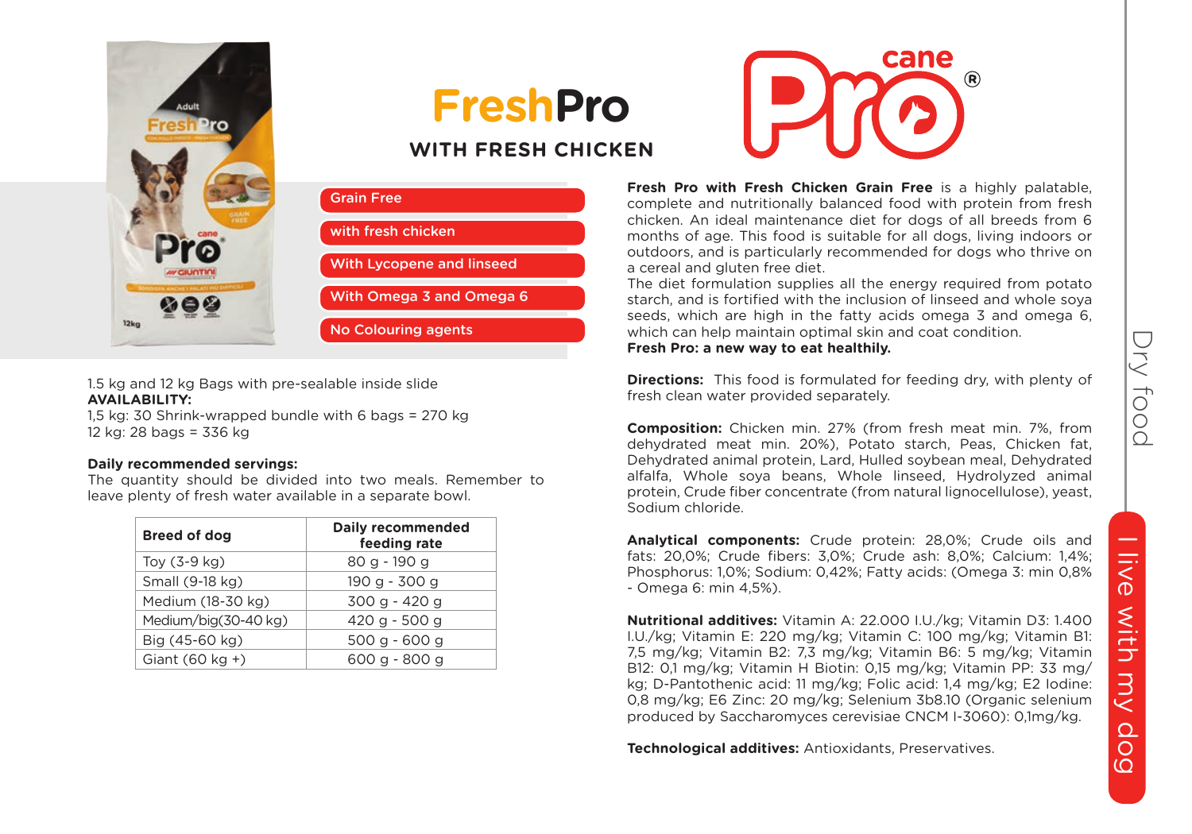# FreshPro

## WITH FRESH CHICKEN

- Grain Free
- with fresh chicken
- With Lycopene and linseed
- With Omega 3 and Omega 6
- No Colouring agents

1.5 kg and 12 kg Bags with pre-sealable inside slide

**AVAILABILITY:**

1,5 kg: 30 Shrink-wrapped bundle with 6 bags = 270 kg

12 kg: 28 bags = 336 kg

**Daily recommended servings:**

The quantity should be divided into two meals. Remember to leave plenty of fresh water available in a separate bowl.

| Breed of dog | Daily recommended feeding rate |
|---|---|
| Toy (3-9 kg) | 80 g - 190 g |
| Small (9-18 kg) | 190 g - 300 g |
| Medium (18-30 kg) | 300 g - 420 g |
| Medium/big(30-40 kg) | 420 g - 500 g |
| Big (45-60 kg) | 500 g - 600 g |
| Giant (60 kg +) | 600 g - 800 g |

**Fresh Pro with Fresh Chicken Grain Free** is a highly palatable, complete and nutritionally balanced food with protein from fresh chicken. An ideal maintenance diet for dogs of all breeds from 6 months of age. This food is suitable for all dogs, living indoors or outdoors, and is particularly recommended for dogs who thrive on a cereal and gluten free diet.

The diet formulation supplies all the energy required from potato starch, and is fortified with the inclusion of linseed and whole soya seeds, which are high in the fatty acids omega 3 and omega 6, which can help maintain optimal skin and coat condition.

**Fresh Pro: a new way to eat healthily.**

**Directions:** This food is formulated for feeding dry, with plenty of fresh clean water provided separately.

**Composition:** Chicken min. 27% (from fresh meat min. 7%, from dehydrated meat min. 20%), Potato starch, Peas, Chicken fat, Dehydrated animal protein, Lard, Hulled soybean meal, Dehydrated alfalfa, Whole soya beans, Whole linseed, Hydrolyzed animal protein, Crude fiber concentrate (from natural lignocellulose), yeast, Sodium chloride.

**Analytical components:** Crude protein: 28,0%; Crude oils and fats: 20,0%; Crude fibers: 3,0%; Crude ash: 8,0%; Calcium: 1,4%; Phosphorus: 1,0%; Sodium: 0,42%; Fatty acids: (Omega 3: min 0,8% - Omega 6: min 4,5%).

**Nutritional additives:** Vitamin A: 22.000 I.U./kg; Vitamin D3: 1.400 I.U./kg; Vitamin E: 220 mg/kg; Vitamin C: 100 mg/kg; Vitamin B1: 7,5 mg/kg; Vitamin B2: 7,3 mg/kg; Vitamin B6: 5 mg/kg; Vitamin B12: 0,1 mg/kg; Vitamin H Biotin: 0,15 mg/kg; Vitamin PP: 33 mg/kg; D-Pantothenic acid: 11 mg/kg; Folic acid: 1,4 mg/kg; E2 Iodine: 0,8 mg/kg; E6 Zinc: 20 mg/kg; Selenium 3b8.10 (Organic selenium produced by Saccharomyces cerevisiae CNCM I-3060): 0,1mg/kg.

**Technological additives:** Antioxidants, Preservatives.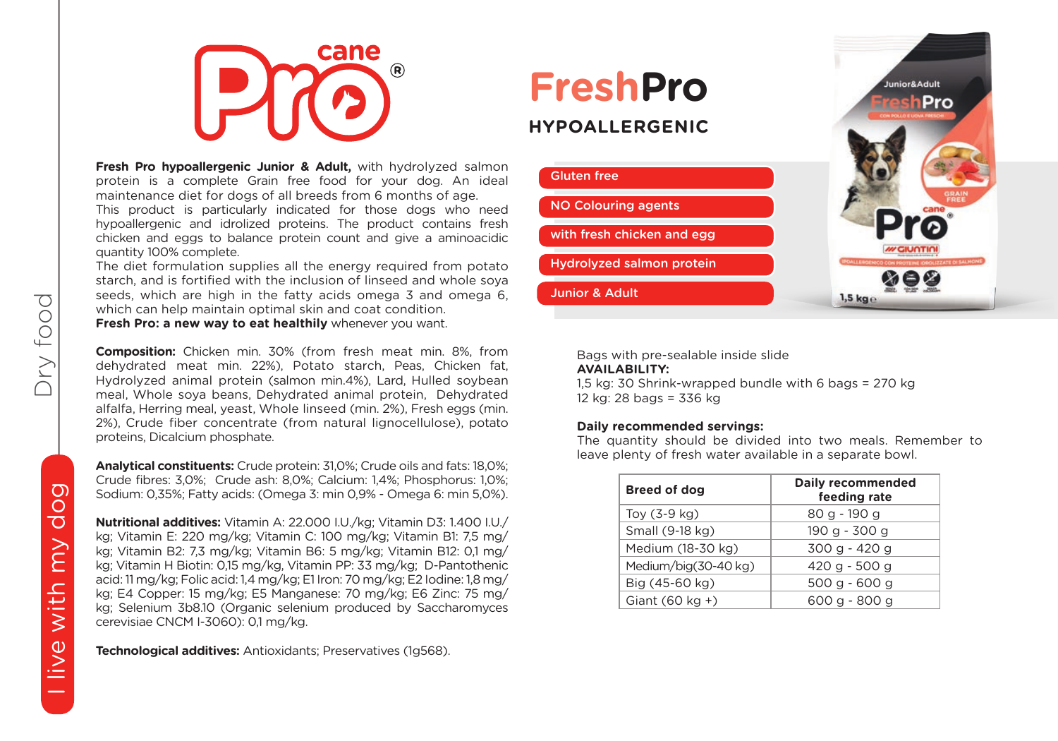# FreshPro

## HYPOALLERGENIC

- Gluten free
- NO Colouring agents
- with fresh chicken and egg
- Hydrolyzed salmon protein
- Junior & Adult

**Fresh Pro hypoallergenic Junior & Adult,** with hydrolyzed salmon protein is a complete Grain free food for your dog. An ideal maintenance diet for dogs of all breeds from 6 months of age.
This product is particularly indicated for those dogs who need hypoallergenic and idrolized proteins. The product contains fresh chicken and eggs to balance protein count and give a aminoacidic quantity 100% complete.
The diet formulation supplies all the energy required from potato starch, and is fortified with the inclusion of linseed and whole soya seeds, which are high in the fatty acids omega 3 and omega 6, which can help maintain optimal skin and coat condition.
**Fresh Pro: a new way to eat healthily** whenever you want.

**Composition:** Chicken min. 30% (from fresh meat min. 8%, from dehydrated meat min. 22%), Potato starch, Peas, Chicken fat, Hydrolyzed animal protein (salmon min.4%), Lard, Hulled soybean meal, Whole soya beans, Dehydrated animal protein, Dehydrated alfalfa, Herring meal, yeast, Whole linseed (min. 2%), Fresh eggs (min. 2%), Crude fiber concentrate (from natural lignocellulose), potato proteins, Dicalcium phosphate.

**Analytical constituents:** Crude protein: 31,0%; Crude oils and fats: 18,0%; Crude fibres: 3,0%; Crude ash: 8,0%; Calcium: 1,4%; Phosphorus: 1,0%; Sodium: 0,35%; Fatty acids: (Omega 3: min 0,9% - Omega 6: min 5,0%).

**Nutritional additives:** Vitamin A: 22.000 I.U./kg; Vitamin D3: 1.400 I.U./kg; Vitamin E: 220 mg/kg; Vitamin C: 100 mg/kg; Vitamin B1: 7,5 mg/kg; Vitamin B2: 7,3 mg/kg; Vitamin B6: 5 mg/kg; Vitamin B12: 0,1 mg/kg; Vitamin H Biotin: 0,15 mg/kg, Vitamin PP: 33 mg/kg; D-Pantothenic acid: 11 mg/kg; Folic acid: 1,4 mg/kg; E1 Iron: 70 mg/kg; E2 Iodine: 1,8 mg/kg; E4 Copper: 15 mg/kg; E5 Manganese: 70 mg/kg; E6 Zinc: 75 mg/kg; Selenium 3b8.10 (Organic selenium produced by Saccharomyces cerevisiae CNCM I-3060): 0,1 mg/kg.

**Technological additives:** Antioxidants; Preservatives (1g568).

Bags with pre-sealable inside slide
**AVAILABILITY:**
1,5 kg: 30 Shrink-wrapped bundle with 6 bags = 270 kg
12 kg: 28 bags = 336 kg

**Daily recommended servings:**
The quantity should be divided into two meals. Remember to leave plenty of fresh water available in a separate bowl.

| Breed of dog | Daily recommended feeding rate |
|---|---|
| Toy (3-9 kg) | 80 g - 190 g |
| Small (9-18 kg) | 190 g - 300 g |
| Medium (18-30 kg) | 300 g - 420 g |
| Medium/big(30-40 kg) | 420 g - 500 g |
| Big (45-60 kg) | 500 g - 600 g |
| Giant (60 kg +) | 600 g - 800 g |